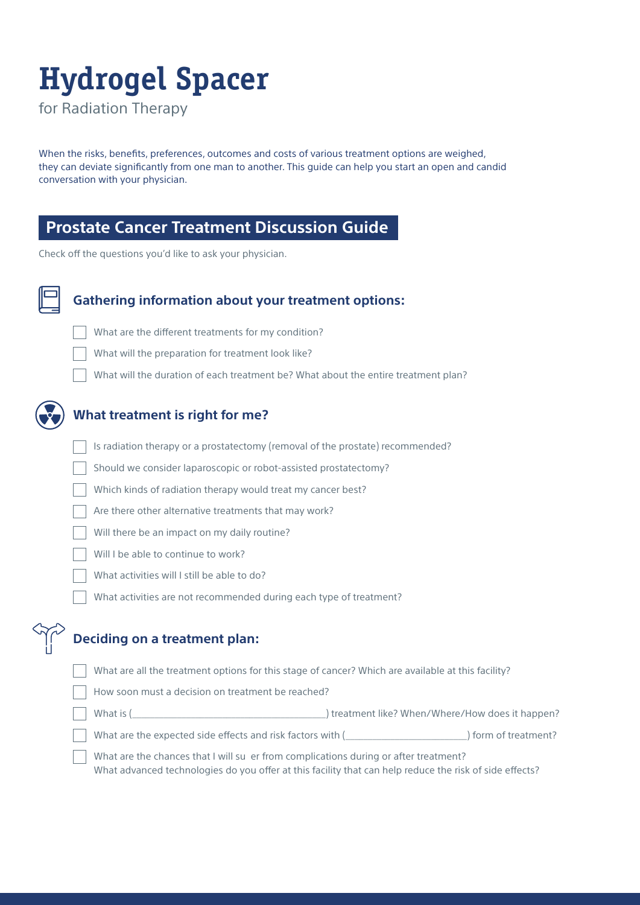# Hydrogel Spacer

for Radiation Therapy

When the risks, benefits, preferences, outcomes and costs of various treatment options are weighed, they can deviate significantly from one man to another. This guide can help you start an open and candid conversation with your physician.

## Prostate Cancer Treatment Discussion Guide

Check off the questions you'd like to ask your physician.

### Gathering information about your treatment options:

- [ ] What are the different treatments for my condition?
- [ ] What will the preparation for treatment look like?
- [ ] What will the duration of each treatment be? What about the entire treatment plan?

### What treatment is right for me?

- [ ] Is radiation therapy or a prostatectomy (removal of the prostate) recommended?
- [ ] Should we consider laparoscopic or robot-assisted prostatectomy?
- [ ] Which kinds of radiation therapy would treat my cancer best?
- [ ] Are there other alternative treatments that may work?
- [ ] Will there be an impact on my daily routine?
- [ ] Will I be able to continue to work?
- [ ] What activities will I still be able to do?
- [ ] What activities are not recommended during each type of treatment?

### Deciding on a treatment plan:

- [ ] What are all the treatment options for this stage of cancer? Which are available at this facility?
- [ ] How soon must a decision on treatment be reached?
- [ ] What is (\_\_\_\_\_\_\_\_\_\_\_\_\_\_\_\_\_\_\_\_\_\_\_\_\_\_\_\_\_\_\_\_\_\_\_\_\_\_\_) treatment like? When/Where/How does it happen?
- [ ] What are the expected side effects and risk factors with (\_\_\_\_\_\_\_\_\_\_\_\_\_\_\_\_\_\_\_\_\_\_\_\_\_\_) form of treatment?
- [ ] What are the chances that I will su er from complications during or after treatment? What advanced technologies do you offer at this facility that can help reduce the risk of side effects?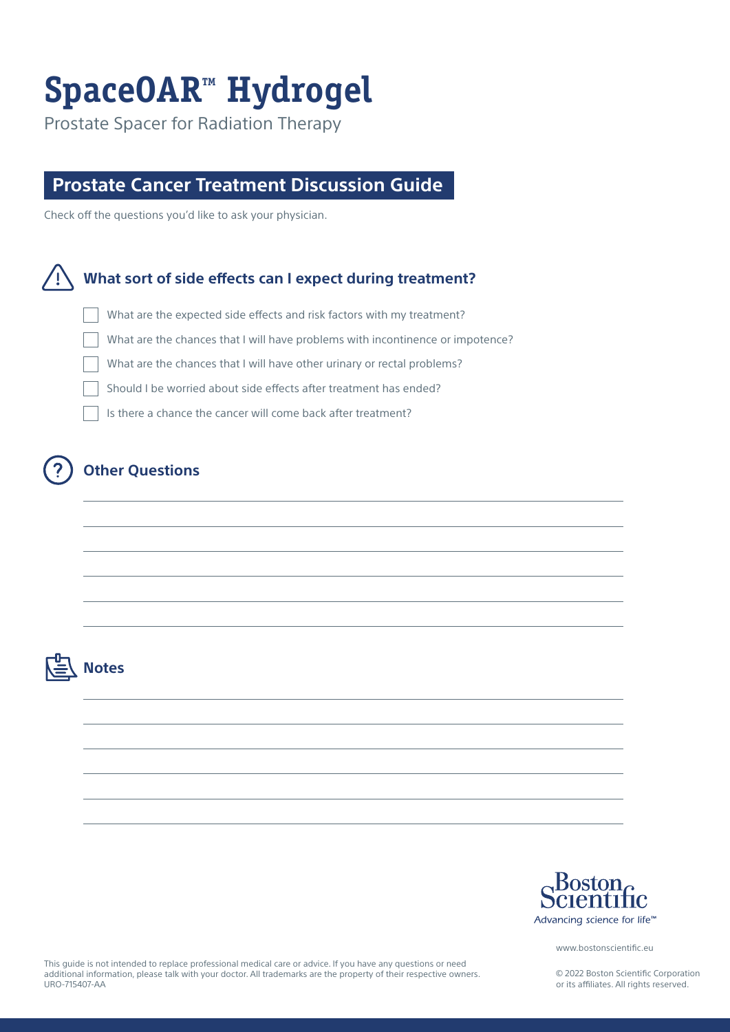# SpaceOAR™ Hydrogel

Prostate Spacer for Radiation Therapy

## Prostate Cancer Treatment Discussion Guide

Check off the questions you'd like to ask your physician.

### What sort of side effects can I expect during treatment?

- [ ] What are the expected side effects and risk factors with my treatment?
- [ ] What are the chances that I will have problems with incontinence or impotence?
- [ ] What are the chances that I will have other urinary or rectal problems?
- [ ] Should I be worried about side effects after treatment has ended?
- [ ] Is there a chance the cancer will come back after treatment?

### Other Questions

### Notes

Boston Scientific
Advancing science for life™

www.bostonscientific.eu

This guide is not intended to replace professional medical care or advice. If you have any questions or need additional information, please talk with your doctor. All trademarks are the property of their respective owners.
URO-715407-AA

© 2022 Boston Scientific Corporation or its affiliates. All rights reserved.